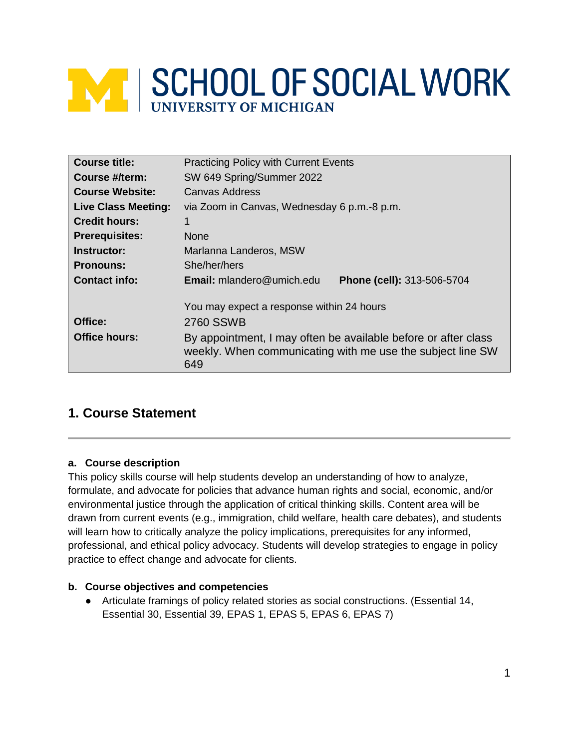# SCHOOL OF SOCIAL WORK
UNIVERSITY OF MICHIGAN

| | |
|---|---|
| **Course title:** | Practicing Policy with Current Events |
| **Course #/term:** | SW 649 Spring/Summer 2022 |
| **Course Website:** | Canvas Address |
| **Live Class Meeting:** | via Zoom in Canvas, Wednesday 6 p.m.-8 p.m. |
| **Credit hours:** | 1 |
| **Prerequisites:** | None |
| **Instructor:** | Marlanna Landeros, MSW |
| **Pronouns:** | She/her/hers |
| **Contact info:** | **Email:** mlandero@umich.edu **Phone (cell):** 313-506-5704<br><br>You may expect a response within 24 hours |
| **Office:** | 2760 SSWB |
| **Office hours:** | By appointment, I may often be available before or after class weekly. When communicating with me use the subject line SW 649 |

## 1. Course Statement

### a. Course description

This policy skills course will help students develop an understanding of how to analyze, formulate, and advocate for policies that advance human rights and social, economic, and/or environmental justice through the application of critical thinking skills. Content area will be drawn from current events (e.g., immigration, child welfare, health care debates), and students will learn how to critically analyze the policy implications, prerequisites for any informed, professional, and ethical policy advocacy. Students will develop strategies to engage in policy practice to effect change and advocate for clients.

### b. Course objectives and competencies

- Articulate framings of policy related stories as social constructions. (Essential 14, Essential 30, Essential 39, EPAS 1, EPAS 5, EPAS 6, EPAS 7)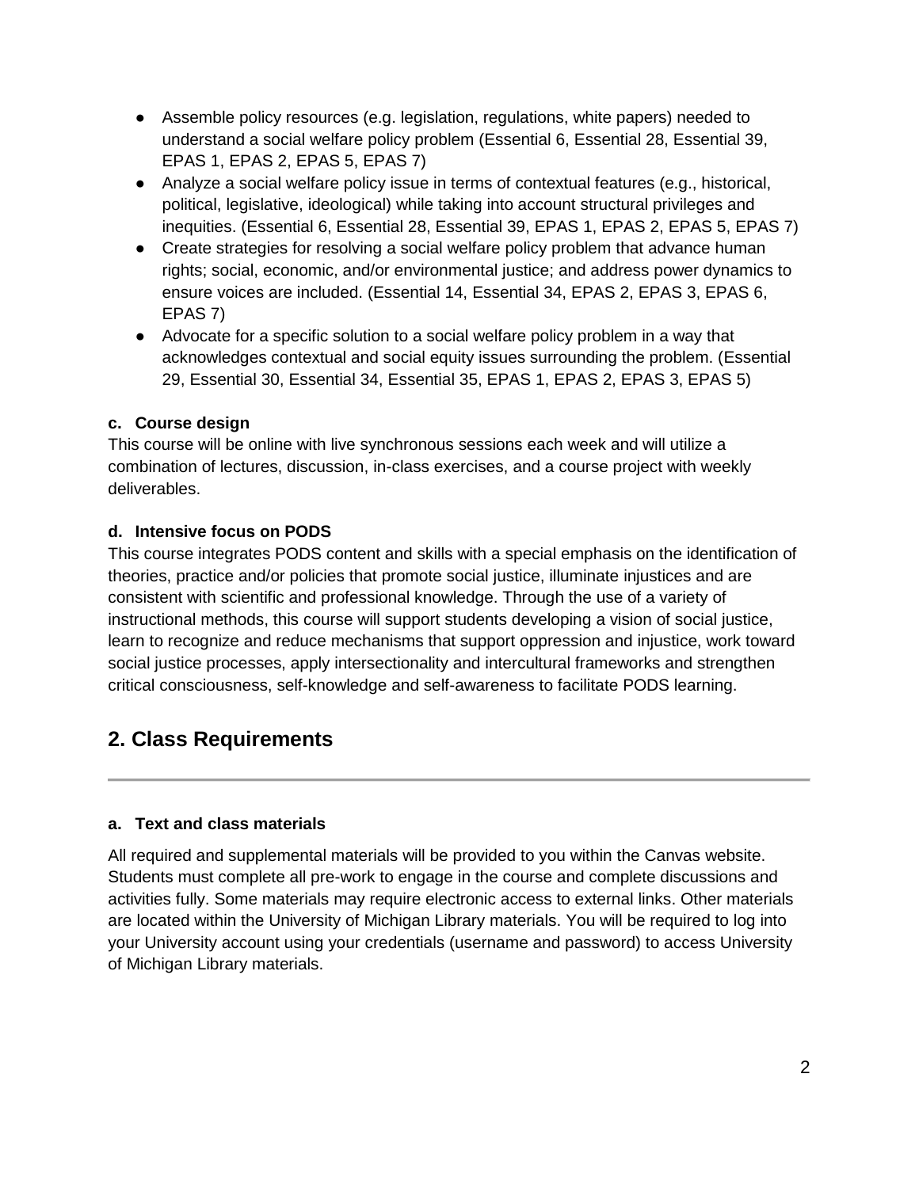- Assemble policy resources (e.g. legislation, regulations, white papers) needed to understand a social welfare policy problem (Essential 6, Essential 28, Essential 39, EPAS 1, EPAS 2, EPAS 5, EPAS 7)
- Analyze a social welfare policy issue in terms of contextual features (e.g., historical, political, legislative, ideological) while taking into account structural privileges and inequities. (Essential 6, Essential 28, Essential 39, EPAS 1, EPAS 2, EPAS 5, EPAS 7)
- Create strategies for resolving a social welfare policy problem that advance human rights; social, economic, and/or environmental justice; and address power dynamics to ensure voices are included. (Essential 14, Essential 34, EPAS 2, EPAS 3, EPAS 6, EPAS 7)
- Advocate for a specific solution to a social welfare policy problem in a way that acknowledges contextual and social equity issues surrounding the problem. (Essential 29, Essential 30, Essential 34, Essential 35, EPAS 1, EPAS 2, EPAS 3, EPAS 5)

#### c. Course design

This course will be online with live synchronous sessions each week and will utilize a combination of lectures, discussion, in-class exercises, and a course project with weekly deliverables.

#### d. Intensive focus on PODS

This course integrates PODS content and skills with a special emphasis on the identification of theories, practice and/or policies that promote social justice, illuminate injustices and are consistent with scientific and professional knowledge. Through the use of a variety of instructional methods, this course will support students developing a vision of social justice, learn to recognize and reduce mechanisms that support oppression and injustice, work toward social justice processes, apply intersectionality and intercultural frameworks and strengthen critical consciousness, self-knowledge and self-awareness to facilitate PODS learning.

## 2. Class Requirements

#### a. Text and class materials

All required and supplemental materials will be provided to you within the Canvas website. Students must complete all pre-work to engage in the course and complete discussions and activities fully. Some materials may require electronic access to external links. Other materials are located within the University of Michigan Library materials. You will be required to log into your University account using your credentials (username and password) to access University of Michigan Library materials.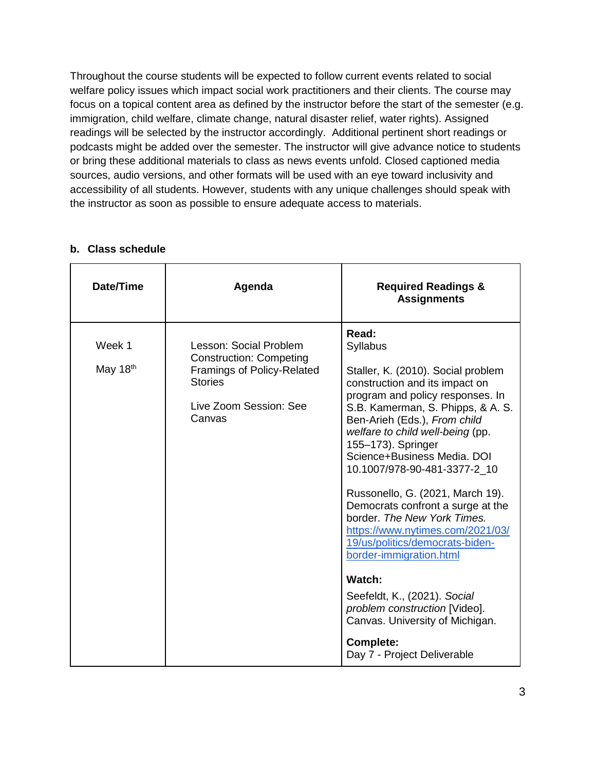Throughout the course students will be expected to follow current events related to social welfare policy issues which impact social work practitioners and their clients. The course may focus on a topical content area as defined by the instructor before the start of the semester (e.g. immigration, child welfare, climate change, natural disaster relief, water rights). Assigned readings will be selected by the instructor accordingly. Additional pertinent short readings or podcasts might be added over the semester. The instructor will give advance notice to students or bring these additional materials to class as news events unfold. Closed captioned media sources, audio versions, and other formats will be used with an eye toward inclusivity and accessibility of all students. However, students with any unique challenges should speak with the instructor as soon as possible to ensure adequate access to materials.

### b. Class schedule

| Date/Time | Agenda | Required Readings & Assignments |
| --- | --- | --- |
| Week 1<br><br>May 18th | Lesson: Social Problem Construction: Competing Framings of Policy-Related Stories<br><br>Live Zoom Session: See Canvas | **Read:**<br>Syllabus<br><br>Staller, K. (2010). Social problem construction and its impact on program and policy responses. In S.B. Kamerman, S. Phipps, & A. S. Ben-Arieh (Eds.), *From child welfare to child well-being* (pp. 155–173). Springer Science+Business Media. DOI 10.1007/978-90-481-3377-2_10<br><br>Russonello, G. (2021, March 19). Democrats confront a surge at the border. *The New York Times.* https://www.nytimes.com/2021/03/19/us/politics/democrats-biden-border-immigration.html<br><br>**Watch:**<br>Seefeldt, K., (2021). *Social problem construction* [Video]. Canvas. University of Michigan.<br><br>**Complete:**<br>Day 7 - Project Deliverable |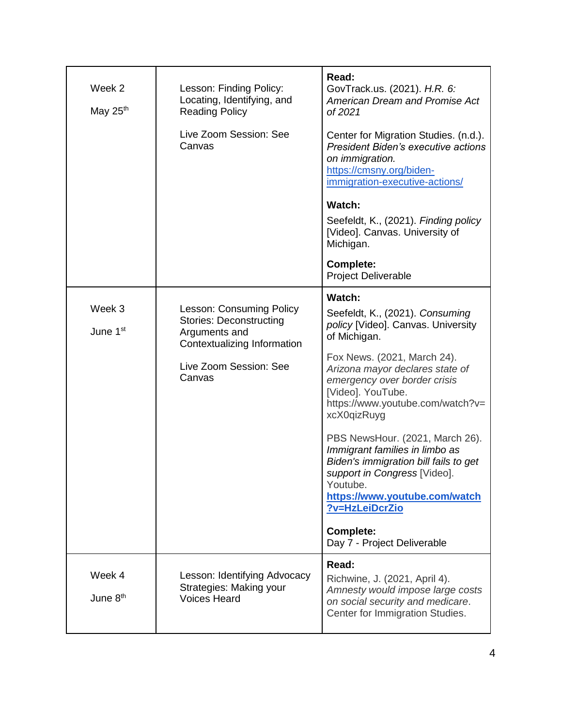| | | |
|---|---|---|
| Week 2<br><br>May 25th | Lesson: Finding Policy: Locating, Identifying, and Reading Policy<br><br>Live Zoom Session: See Canvas | **Read:**<br>GovTrack.us. (2021). *H.R. 6: American Dream and Promise Act of 2021*<br><br>Center for Migration Studies. (n.d.). *President Biden's executive actions on immigration.* https://cmsny.org/biden-immigration-executive-actions/<br><br>**Watch:**<br>Seefeldt, K., (2021). *Finding policy* [Video]. Canvas. University of Michigan.<br><br>**Complete:**<br>Project Deliverable |
| Week 3<br><br>June 1st | Lesson: Consuming Policy Stories: Deconstructing Arguments and Contextualizing Information<br><br>Live Zoom Session: See Canvas | **Watch:**<br>Seefeldt, K., (2021). *Consuming policy* [Video]. Canvas. University of Michigan.<br><br>Fox News. (2021, March 24). *Arizona mayor declares state of emergency over border crisis* [Video]. YouTube. https://www.youtube.com/watch?v=xcX0qizRuyg<br><br>PBS NewsHour. (2021, March 26). *Immigrant families in limbo as Biden's immigration bill fails to get support in Congress* [Video]. Youtube. **https://www.youtube.com/watch?v=HzLeiDcrZio**<br><br>**Complete:**<br>Day 7 - Project Deliverable |
| Week 4<br><br>June 8th | Lesson: Identifying Advocacy Strategies: Making your Voices Heard | **Read:**<br>Richwine, J. (2021, April 4). *Amnesty would impose large costs on social security and medicare*. Center for Immigration Studies. |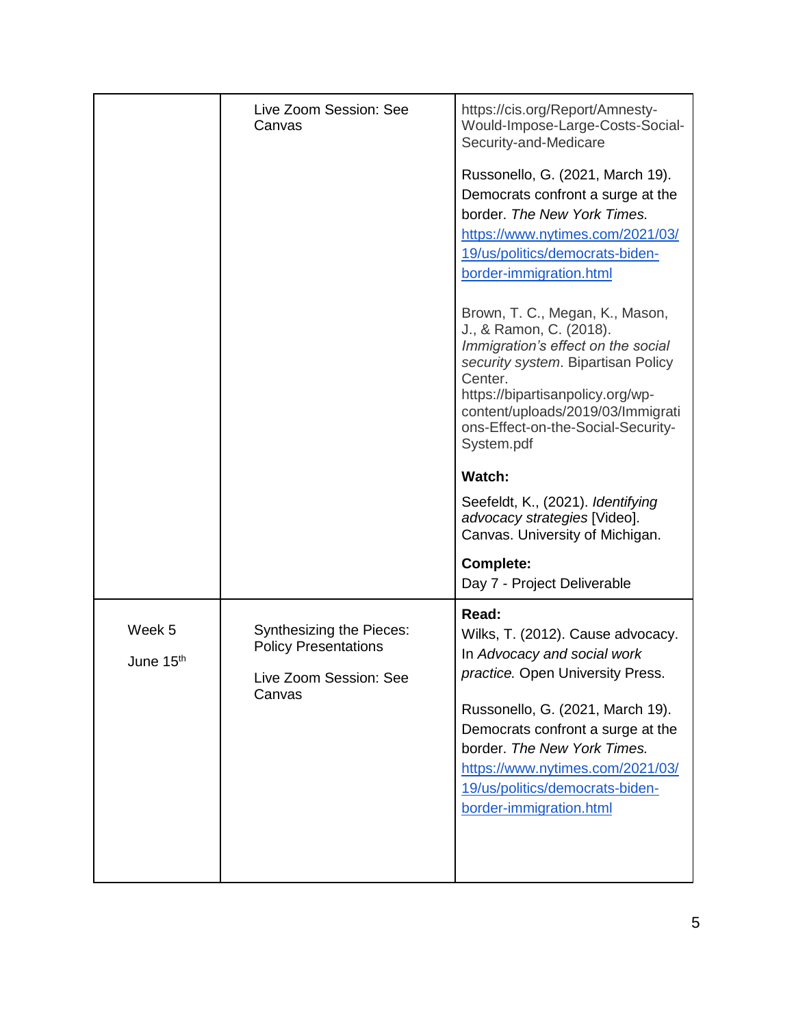| | | |
|---|---|---|
| | Live Zoom Session: See Canvas | https://cis.org/Report/Amnesty-Would-Impose-Large-Costs-Social-Security-and-Medicare<br><br>Russonello, G. (2021, March 19). Democrats confront a surge at the border. *The New York Times.* [https://www.nytimes.com/2021/03/19/us/politics/democrats-biden-border-immigration.html](https://www.nytimes.com/2021/03/19/us/politics/democrats-biden-border-immigration.html)<br><br>Brown, T. C., Megan, K., Mason, J., & Ramon, C. (2018). *Immigration's effect on the social security system*. Bipartisan Policy Center. https://bipartisanpolicy.org/wp-content/uploads/2019/03/Immigrations-Effect-on-the-Social-Security-System.pdf<br><br>**Watch:**<br><br>Seefeldt, K., (2021). *Identifying advocacy strategies* [Video]. Canvas. University of Michigan.<br><br>**Complete:**<br>Day 7 - Project Deliverable |
| Week 5<br><br>June 15th | Synthesizing the Pieces: Policy Presentations<br><br>Live Zoom Session: See Canvas | **Read:**<br>Wilks, T. (2012). Cause advocacy. In *Advocacy and social work practice.* Open University Press.<br><br>Russonello, G. (2021, March 19). Democrats confront a surge at the border. *The New York Times.* [https://www.nytimes.com/2021/03/19/us/politics/democrats-biden-border-immigration.html](https://www.nytimes.com/2021/03/19/us/politics/democrats-biden-border-immigration.html) |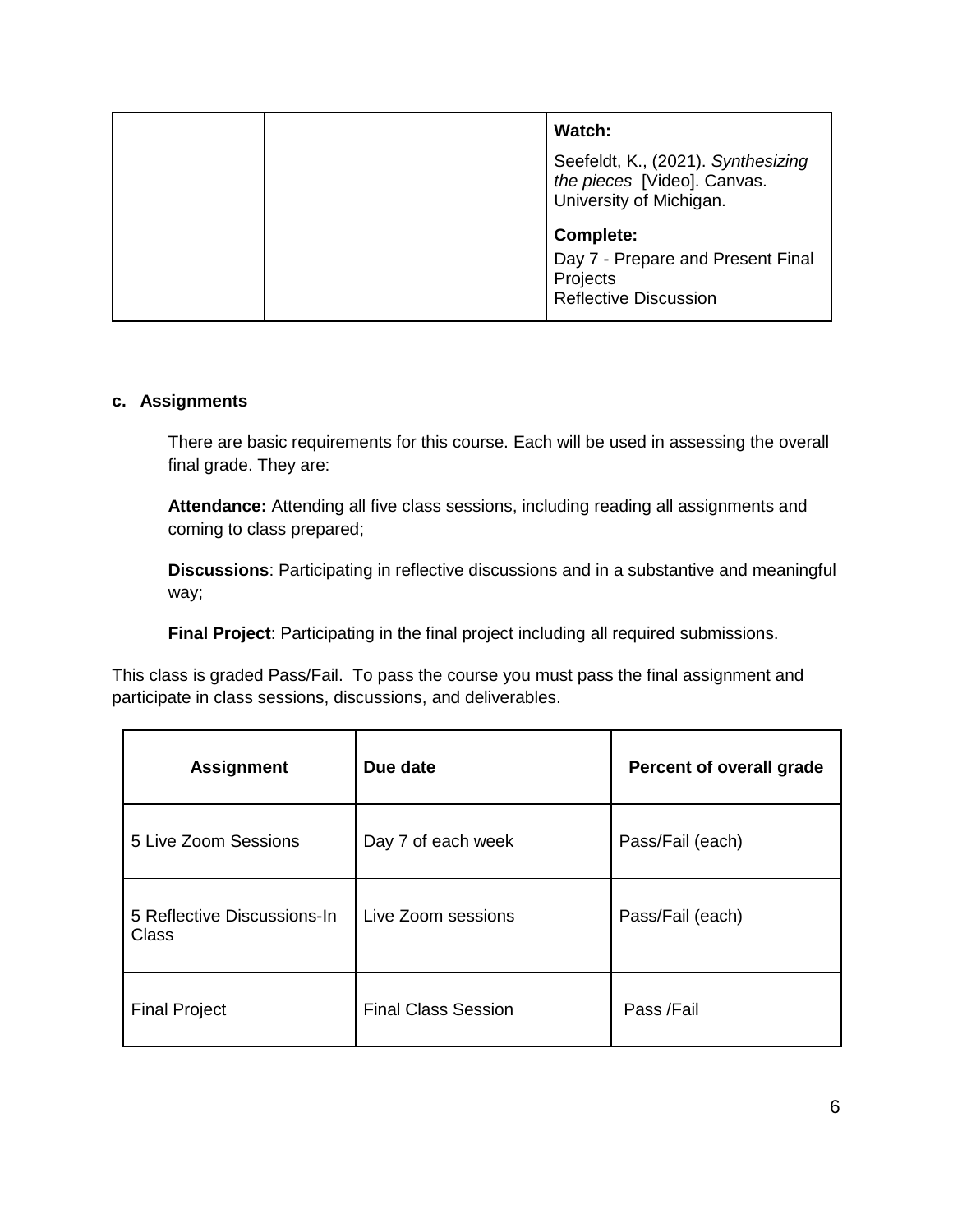| | | **Watch:**<br><br>Seefeldt, K., (2021). *Synthesizing the pieces* [Video]. Canvas. University of Michigan.<br><br>**Complete:**<br><br>Day 7 - Prepare and Present Final Projects<br>Reflective Discussion |
|---|---|---|

**c. Assignments**

There are basic requirements for this course. Each will be used in assessing the overall final grade. They are:

**Attendance:** Attending all five class sessions, including reading all assignments and coming to class prepared;

**Discussions**: Participating in reflective discussions and in a substantive and meaningful way;

**Final Project**: Participating in the final project including all required submissions.

This class is graded Pass/Fail. To pass the course you must pass the final assignment and participate in class sessions, discussions, and deliverables.

| Assignment | Due date | Percent of overall grade |
|---|---|---|
| 5 Live Zoom Sessions | Day 7 of each week | Pass/Fail (each) |
| 5 Reflective Discussions-In Class | Live Zoom sessions | Pass/Fail (each) |
| Final Project | Final Class Session | Pass /Fail |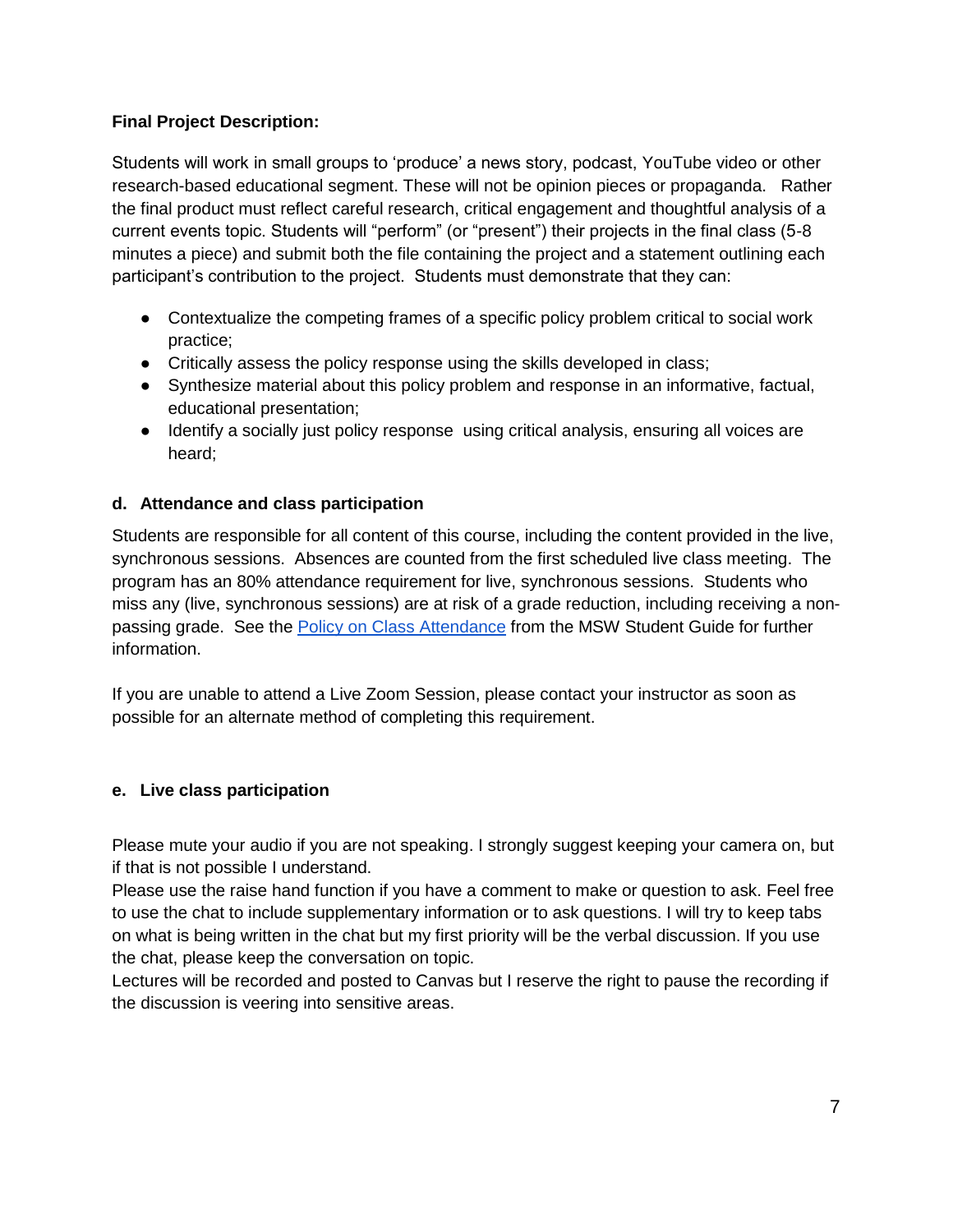**Final Project Description:**

Students will work in small groups to 'produce' a news story, podcast, YouTube video or other research-based educational segment. These will not be opinion pieces or propaganda. Rather the final product must reflect careful research, critical engagement and thoughtful analysis of a current events topic. Students will "perform" (or "present") their projects in the final class (5-8 minutes a piece) and submit both the file containing the project and a statement outlining each participant's contribution to the project. Students must demonstrate that they can:

- Contextualize the competing frames of a specific policy problem critical to social work practice;
- Critically assess the policy response using the skills developed in class;
- Synthesize material about this policy problem and response in an informative, factual, educational presentation;
- Identify a socially just policy response using critical analysis, ensuring all voices are heard;

**d. Attendance and class participation**

Students are responsible for all content of this course, including the content provided in the live, synchronous sessions. Absences are counted from the first scheduled live class meeting. The program has an 80% attendance requirement for live, synchronous sessions. Students who miss any (live, synchronous sessions) are at risk of a grade reduction, including receiving a non-passing grade. See the Policy on Class Attendance from the MSW Student Guide for further information.

If you are unable to attend a Live Zoom Session, please contact your instructor as soon as possible for an alternate method of completing this requirement.

**e. Live class participation**

Please mute your audio if you are not speaking. I strongly suggest keeping your camera on, but if that is not possible I understand.
Please use the raise hand function if you have a comment to make or question to ask. Feel free to use the chat to include supplementary information or to ask questions. I will try to keep tabs on what is being written in the chat but my first priority will be the verbal discussion. If you use the chat, please keep the conversation on topic.
Lectures will be recorded and posted to Canvas but I reserve the right to pause the recording if the discussion is veering into sensitive areas.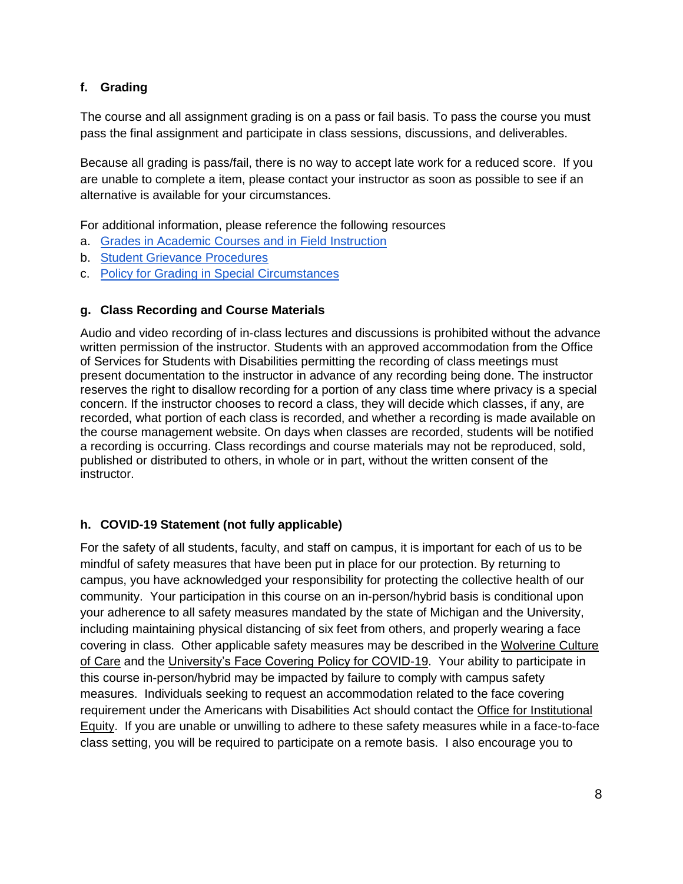### f. Grading

The course and all assignment grading is on a pass or fail basis. To pass the course you must pass the final assignment and participate in class sessions, discussions, and deliverables.

Because all grading is pass/fail, there is no way to accept late work for a reduced score. If you are unable to complete a item, please contact your instructor as soon as possible to see if an alternative is available for your circumstances.

For additional information, please reference the following resources

a. Grades in Academic Courses and in Field Instruction
b. Student Grievance Procedures
c. Policy for Grading in Special Circumstances

### g. Class Recording and Course Materials

Audio and video recording of in-class lectures and discussions is prohibited without the advance written permission of the instructor. Students with an approved accommodation from the Office of Services for Students with Disabilities permitting the recording of class meetings must present documentation to the instructor in advance of any recording being done. The instructor reserves the right to disallow recording for a portion of any class time where privacy is a special concern. If the instructor chooses to record a class, they will decide which classes, if any, are recorded, what portion of each class is recorded, and whether a recording is made available on the course management website. On days when classes are recorded, students will be notified a recording is occurring. Class recordings and course materials may not be reproduced, sold, published or distributed to others, in whole or in part, without the written consent of the instructor.

### h. COVID-19 Statement (not fully applicable)

For the safety of all students, faculty, and staff on campus, it is important for each of us to be mindful of safety measures that have been put in place for our protection. By returning to campus, you have acknowledged your responsibility for protecting the collective health of our community. Your participation in this course on an in-person/hybrid basis is conditional upon your adherence to all safety measures mandated by the state of Michigan and the University, including maintaining physical distancing of six feet from others, and properly wearing a face covering in class. Other applicable safety measures may be described in the Wolverine Culture of Care and the University's Face Covering Policy for COVID-19. Your ability to participate in this course in-person/hybrid may be impacted by failure to comply with campus safety measures. Individuals seeking to request an accommodation related to the face covering requirement under the Americans with Disabilities Act should contact the Office for Institutional Equity. If you are unable or unwilling to adhere to these safety measures while in a face-to-face class setting, you will be required to participate on a remote basis. I also encourage you to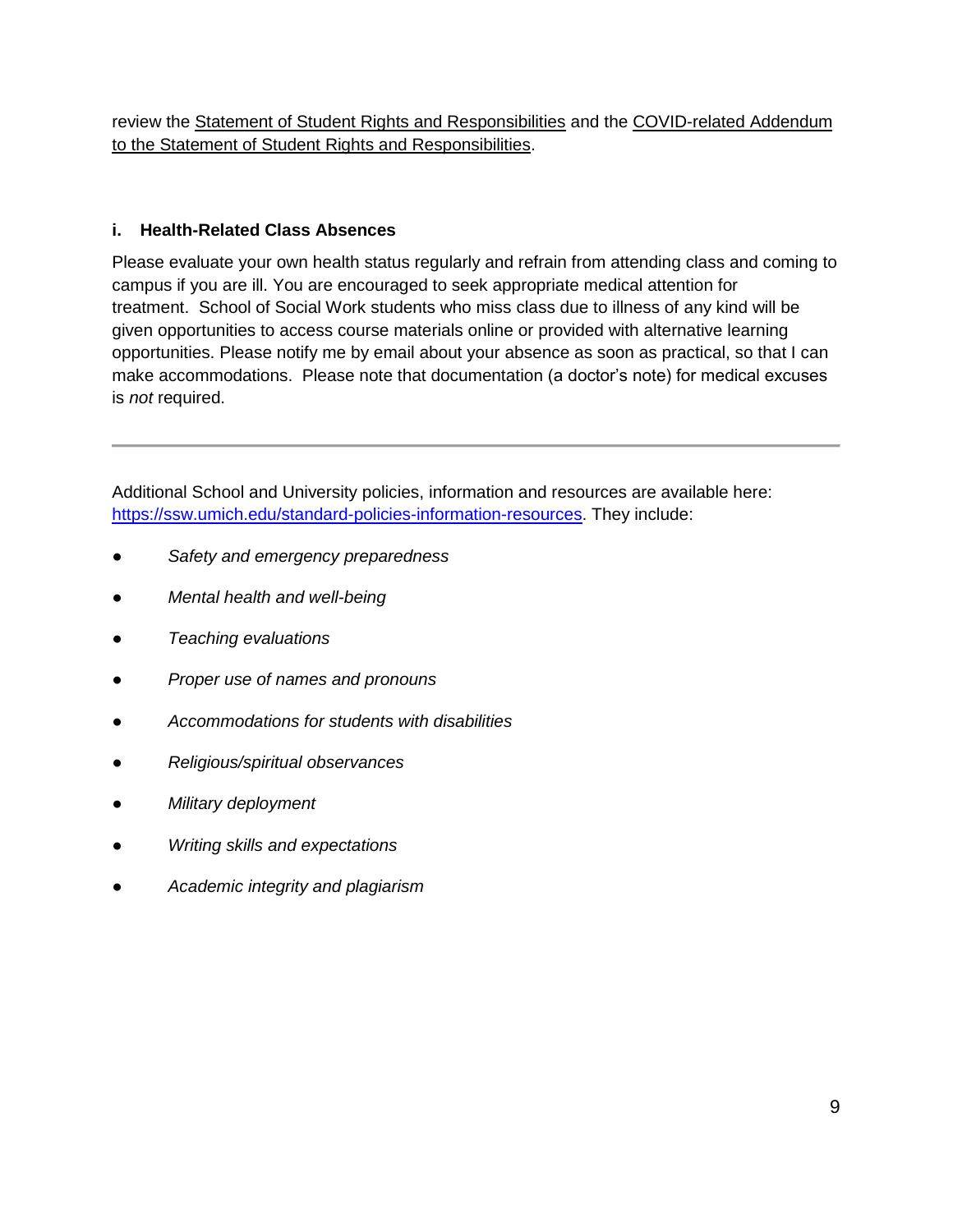review the Statement of Student Rights and Responsibilities and the COVID-related Addendum to the Statement of Student Rights and Responsibilities.

### i. Health-Related Class Absences

Please evaluate your own health status regularly and refrain from attending class and coming to campus if you are ill. You are encouraged to seek appropriate medical attention for treatment. School of Social Work students who miss class due to illness of any kind will be given opportunities to access course materials online or provided with alternative learning opportunities. Please notify me by email about your absence as soon as practical, so that I can make accommodations. Please note that documentation (a doctor's note) for medical excuses is *not* required.

---

Additional School and University policies, information and resources are available here: https://ssw.umich.edu/standard-policies-information-resources. They include:

- *Safety and emergency preparedness*
- *Mental health and well-being*
- *Teaching evaluations*
- *Proper use of names and pronouns*
- *Accommodations for students with disabilities*
- *Religious/spiritual observances*
- *Military deployment*
- *Writing skills and expectations*
- *Academic integrity and plagiarism*